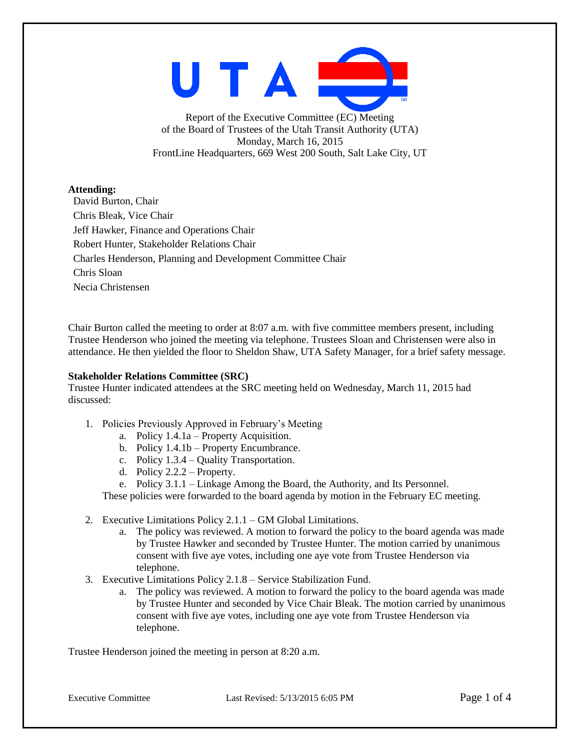UTA

Report of the Executive Committee (EC) Meeting
of the Board of Trustees of the Utah Transit Authority (UTA)
Monday, March 16, 2015
FrontLine Headquarters, 669 West 200 South, Salt Lake City, UT

**Attending:**

David Burton, Chair
Chris Bleak, Vice Chair
Jeff Hawker, Finance and Operations Chair
Robert Hunter, Stakeholder Relations Chair
Charles Henderson, Planning and Development Committee Chair
Chris Sloan
Necia Christensen

Chair Burton called the meeting to order at 8:07 a.m. with five committee members present, including Trustee Henderson who joined the meeting via telephone. Trustees Sloan and Christensen were also in attendance. He then yielded the floor to Sheldon Shaw, UTA Safety Manager, for a brief safety message.

**Stakeholder Relations Committee (SRC)**

Trustee Hunter indicated attendees at the SRC meeting held on Wednesday, March 11, 2015 had discussed:

1. Policies Previously Approved in February's Meeting
   a. Policy 1.4.1a – Property Acquisition.
   b. Policy 1.4.1b – Property Encumbrance.
   c. Policy 1.3.4 – Quality Transportation.
   d. Policy 2.2.2 – Property.
   e. Policy 3.1.1 – Linkage Among the Board, the Authority, and Its Personnel.

   These policies were forwarded to the board agenda by motion in the February EC meeting.
2. Executive Limitations Policy 2.1.1 – GM Global Limitations.
   a. The policy was reviewed. A motion to forward the policy to the board agenda was made by Trustee Hawker and seconded by Trustee Hunter. The motion carried by unanimous consent with five aye votes, including one aye vote from Trustee Henderson via telephone.
3. Executive Limitations Policy 2.1.8 – Service Stabilization Fund.
   a. The policy was reviewed. A motion to forward the policy to the board agenda was made by Trustee Hunter and seconded by Vice Chair Bleak. The motion carried by unanimous consent with five aye votes, including one aye vote from Trustee Henderson via telephone.

Trustee Henderson joined the meeting in person at 8:20 a.m.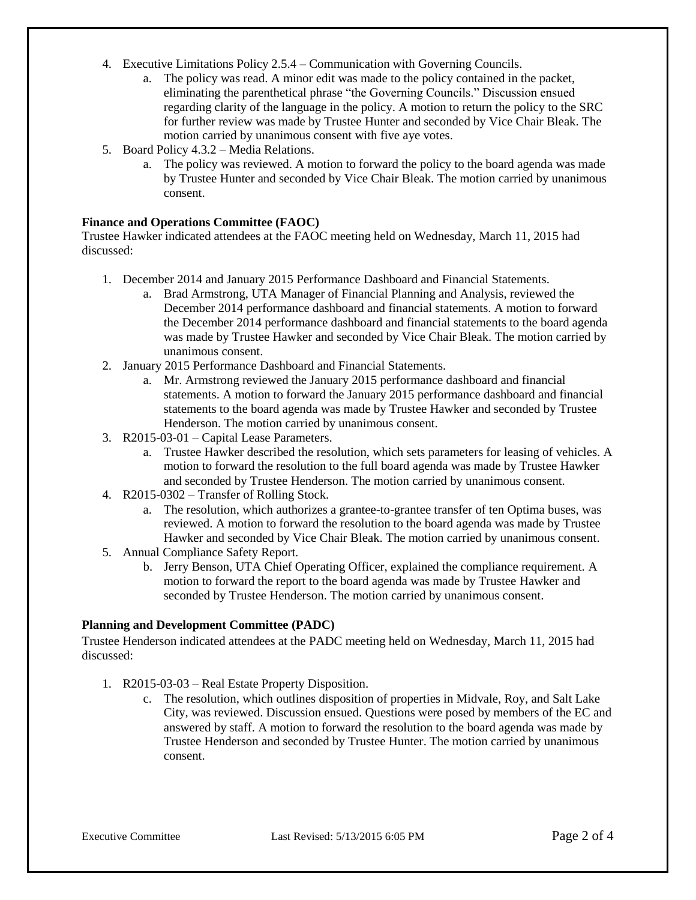4. Executive Limitations Policy 2.5.4 – Communication with Governing Councils.
    a. The policy was read. A minor edit was made to the policy contained in the packet, eliminating the parenthetical phrase "the Governing Councils." Discussion ensued regarding clarity of the language in the policy. A motion to return the policy to the SRC for further review was made by Trustee Hunter and seconded by Vice Chair Bleak. The motion carried by unanimous consent with five aye votes.
5. Board Policy 4.3.2 – Media Relations.
    a. The policy was reviewed. A motion to forward the policy to the board agenda was made by Trustee Hunter and seconded by Vice Chair Bleak. The motion carried by unanimous consent.

**Finance and Operations Committee (FAOC)**

Trustee Hawker indicated attendees at the FAOC meeting held on Wednesday, March 11, 2015 had discussed:

1. December 2014 and January 2015 Performance Dashboard and Financial Statements.
    a. Brad Armstrong, UTA Manager of Financial Planning and Analysis, reviewed the December 2014 performance dashboard and financial statements. A motion to forward the December 2014 performance dashboard and financial statements to the board agenda was made by Trustee Hawker and seconded by Vice Chair Bleak. The motion carried by unanimous consent.
2. January 2015 Performance Dashboard and Financial Statements.
    a. Mr. Armstrong reviewed the January 2015 performance dashboard and financial statements. A motion to forward the January 2015 performance dashboard and financial statements to the board agenda was made by Trustee Hawker and seconded by Trustee Henderson. The motion carried by unanimous consent.
3. R2015-03-01 – Capital Lease Parameters.
    a. Trustee Hawker described the resolution, which sets parameters for leasing of vehicles. A motion to forward the resolution to the full board agenda was made by Trustee Hawker and seconded by Trustee Henderson. The motion carried by unanimous consent.
4. R2015-0302 – Transfer of Rolling Stock.
    a. The resolution, which authorizes a grantee-to-grantee transfer of ten Optima buses, was reviewed. A motion to forward the resolution to the board agenda was made by Trustee Hawker and seconded by Vice Chair Bleak. The motion carried by unanimous consent.
5. Annual Compliance Safety Report.
    b. Jerry Benson, UTA Chief Operating Officer, explained the compliance requirement. A motion to forward the report to the board agenda was made by Trustee Hawker and seconded by Trustee Henderson. The motion carried by unanimous consent.

**Planning and Development Committee (PADC)**

Trustee Henderson indicated attendees at the PADC meeting held on Wednesday, March 11, 2015 had discussed:

1. R2015-03-03 – Real Estate Property Disposition.
    c. The resolution, which outlines disposition of properties in Midvale, Roy, and Salt Lake City, was reviewed. Discussion ensued. Questions were posed by members of the EC and answered by staff. A motion to forward the resolution to the board agenda was made by Trustee Henderson and seconded by Trustee Hunter. The motion carried by unanimous consent.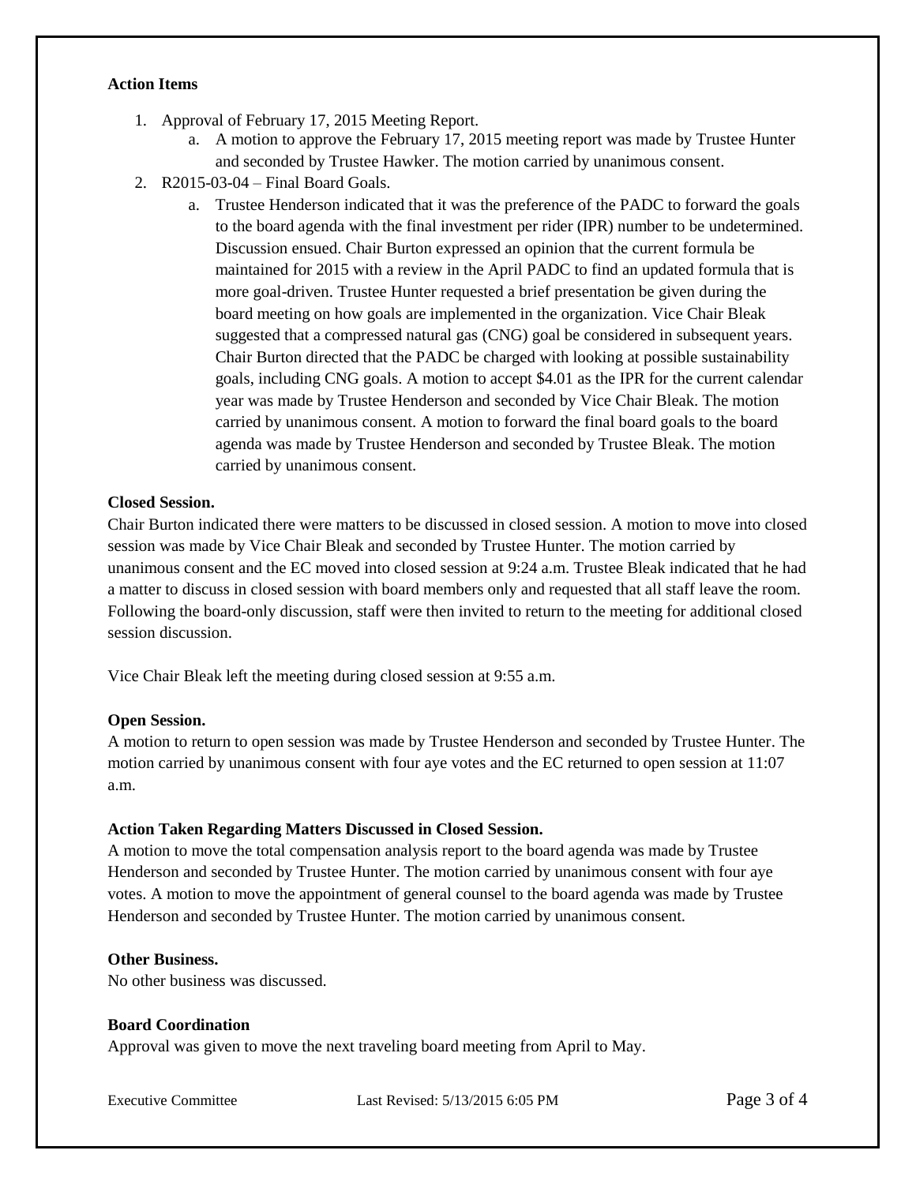**Action Items**

1. Approval of February 17, 2015 Meeting Report.
   a. A motion to approve the February 17, 2015 meeting report was made by Trustee Hunter and seconded by Trustee Hawker. The motion carried by unanimous consent.
2. R2015-03-04 – Final Board Goals.
   a. Trustee Henderson indicated that it was the preference of the PADC to forward the goals to the board agenda with the final investment per rider (IPR) number to be undetermined. Discussion ensued. Chair Burton expressed an opinion that the current formula be maintained for 2015 with a review in the April PADC to find an updated formula that is more goal-driven. Trustee Hunter requested a brief presentation be given during the board meeting on how goals are implemented in the organization. Vice Chair Bleak suggested that a compressed natural gas (CNG) goal be considered in subsequent years. Chair Burton directed that the PADC be charged with looking at possible sustainability goals, including CNG goals. A motion to accept $4.01 as the IPR for the current calendar year was made by Trustee Henderson and seconded by Vice Chair Bleak. The motion carried by unanimous consent. A motion to forward the final board goals to the board agenda was made by Trustee Henderson and seconded by Trustee Bleak. The motion carried by unanimous consent.

**Closed Session.**

Chair Burton indicated there were matters to be discussed in closed session. A motion to move into closed session was made by Vice Chair Bleak and seconded by Trustee Hunter. The motion carried by unanimous consent and the EC moved into closed session at 9:24 a.m. Trustee Bleak indicated that he had a matter to discuss in closed session with board members only and requested that all staff leave the room. Following the board-only discussion, staff were then invited to return to the meeting for additional closed session discussion.

Vice Chair Bleak left the meeting during closed session at 9:55 a.m.

**Open Session.**

A motion to return to open session was made by Trustee Henderson and seconded by Trustee Hunter. The motion carried by unanimous consent with four aye votes and the EC returned to open session at 11:07 a.m.

**Action Taken Regarding Matters Discussed in Closed Session.**

A motion to move the total compensation analysis report to the board agenda was made by Trustee Henderson and seconded by Trustee Hunter. The motion carried by unanimous consent with four aye votes. A motion to move the appointment of general counsel to the board agenda was made by Trustee Henderson and seconded by Trustee Hunter. The motion carried by unanimous consent.

**Other Business.**

No other business was discussed.

**Board Coordination**

Approval was given to move the next traveling board meeting from April to May.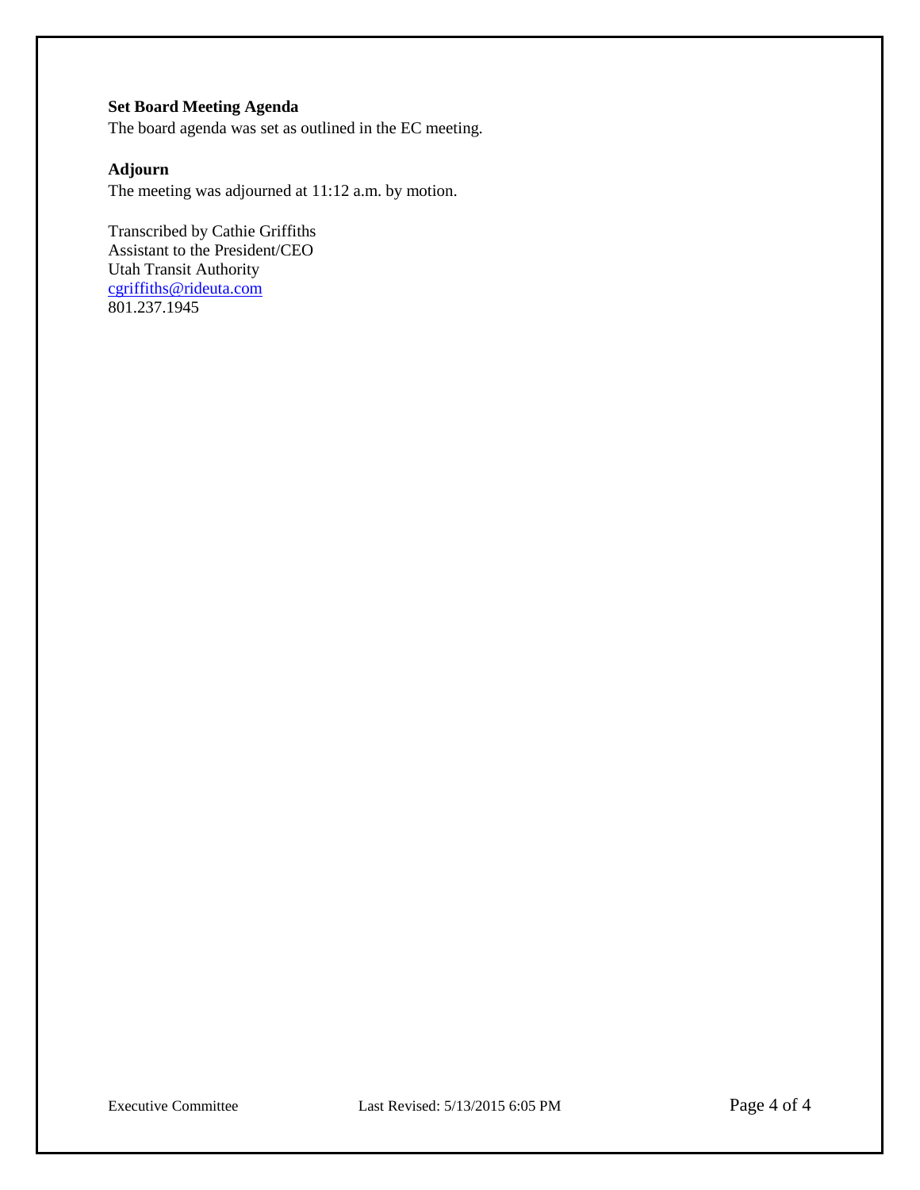**Set Board Meeting Agenda**

The board agenda was set as outlined in the EC meeting.

**Adjourn**

The meeting was adjourned at 11:12 a.m. by motion.

Transcribed by Cathie Griffiths
Assistant to the President/CEO
Utah Transit Authority
cgriffiths@rideuta.com
801.237.1945